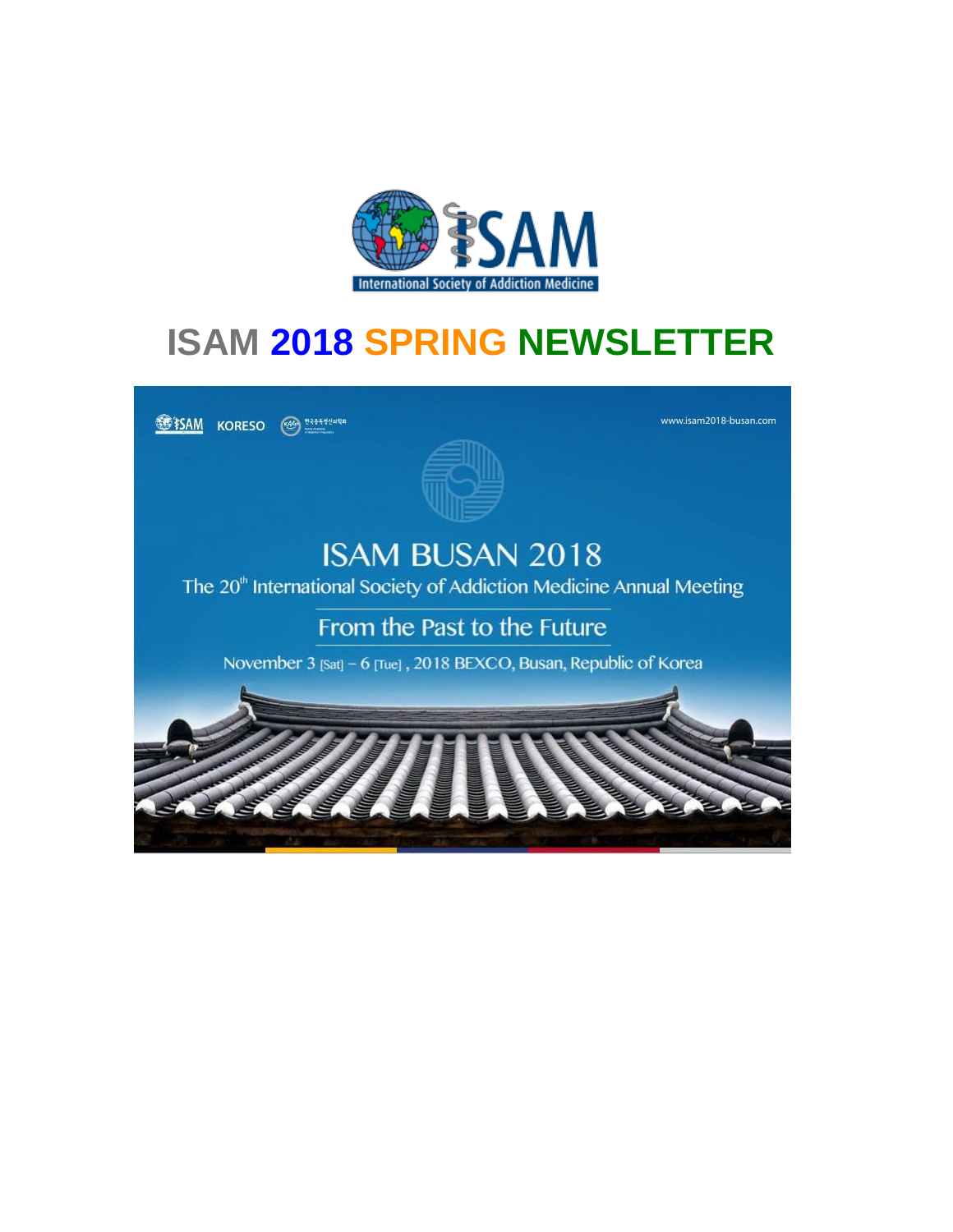ISAM
International Society of Addiction Medicine

# ISAM 2018 SPRING NEWSLETTER

ISAM KORESO

www.isam2018-busan.com

## ISAM BUSAN 2018

The 20th International Society of Addiction Medicine Annual Meeting

From the Past to the Future

November 3 [Sat] – 6 [Tue], 2018 BEXCO, Busan, Republic of Korea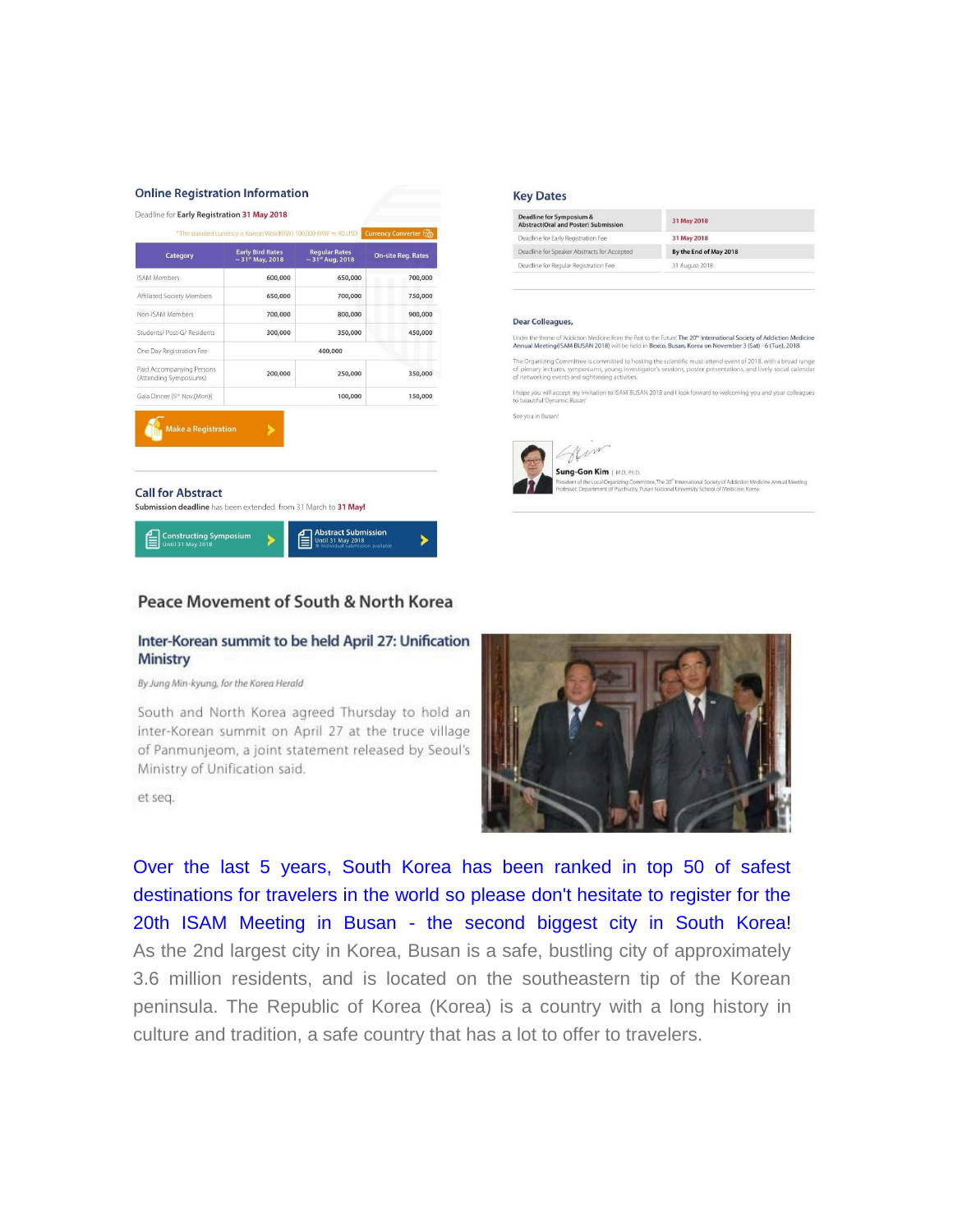## Online Registration Information

Deadline for **Early Registration 31 May 2018**

* The standard currency is Korean Won(KRW) 100,000 KRW ≈ 90 USD  Currency Converter

| Category | Early Bird Rates ~ 31st May, 2018 | Regular Rates ~ 31st Aug, 2018 | On-site Reg. Rates |
|---|---|---|---|
| ISAM Members | 600,000 | 650,000 | 700,000 |
| Affiliated Society Members | 650,000 | 700,000 | 750,000 |
| Non-ISAM Members | 700,000 | 800,000 | 900,000 |
| Students/ Post-G/ Residents | 300,000 | 350,000 | 450,000 |
| One Day Registration Fee | | 400,000 | |
| Paid Accompanying Persons (Attending Symposiums) | 200,000 | 250,000 | 350,000 |
| Gala Dinner (9th Nov.(Mon)) | | 100,000 | 150,000 |

Make a Registration

## Call for Abstract

**Submission deadline** has been extended from 31 March to **31 May!**

Constructing Symposium Until 31 May 2018

Abstract Submission Until 31 May 2018 ※ Individual submission available

## Key Dates

| | |
|---|---|
| Deadline for Symposium & Abstract(Oral and Poster) Submission | 31 May 2018 |
| Deadline for Early Registration Fee | 31 May 2018 |
| Deadline for Speaker Abstracts for Accepted | By the End of May 2018 |
| Deadline for Regular Registration Fee | 31 August 2018 |

**Dear Colleagues,**

Under the theme of 'Addiction Medicine from the Past to the Future', The 20th International Society of Addiction Medicine Annual Meeting(ISAM BUSAN 2018) will be held in Bexco, Busan, Korea on November 3 (Sat) - 6 (Tue), 2018.

The Organizing Committee is committed to hosting the scientific must-attend event of 2018, with a broad range of plenary lectures, symposiums, young investigator's sessions, poster presentations, and lively social calendar of networking events and sightseeing activities.

I hope you will accept my invitation to ISAM BUSAN 2018 and I look forward to welcoming you and your colleagues to beautiful 'Dynamic Busan'.

See you in Busan!

**Sung-Gon Kim** | M.D, Ph.D.
President of the Local Organizing Committee, The 20th International Society of Addiction Medicine Annual Meeting
Professor, Department of Psychiatry, Pusan National University School of Medicine, Korea

## Peace Movement of South & North Korea

### Inter-Korean summit to be held April 27: Unification Ministry

*By Jung Min-kyung, for the Korea Herald*

South and North Korea agreed Thursday to hold an inter-Korean summit on April 27 at the truce village of Panmunjeom, a joint statement released by Seoul's Ministry of Unification said.

et seq.

Over the last 5 years, South Korea has been ranked in top 50 of safest destinations for travelers in the world so please don't hesitate to register for the 20th ISAM Meeting in Busan - the second biggest city in South Korea! As the 2nd largest city in Korea, Busan is a safe, bustling city of approximately 3.6 million residents, and is located on the southeastern tip of the Korean peninsula. The Republic of Korea (Korea) is a country with a long history in culture and tradition, a safe country that has a lot to offer to travelers.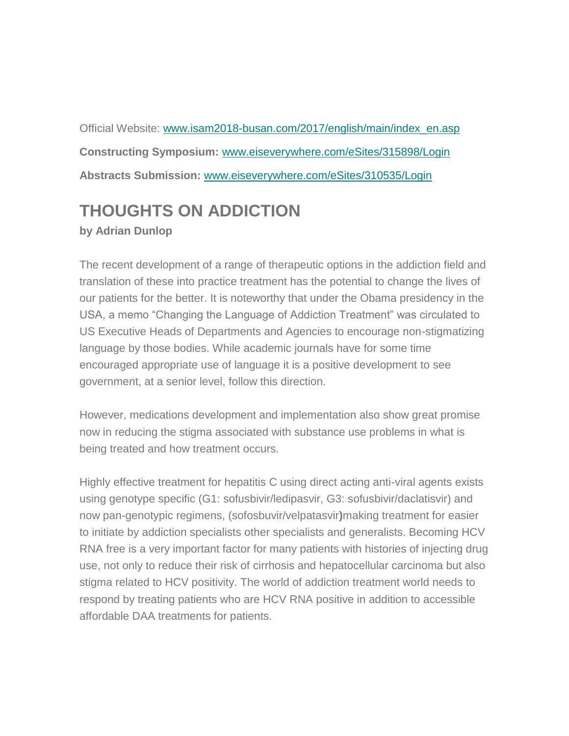Official Website: www.isam2018-busan.com/2017/english/main/index_en.asp

**Constructing Symposium:** www.eiseverywhere.com/eSites/315898/Login

**Abstracts Submission:** www.eiseverywhere.com/eSites/310535/Login

## THOUGHTS ON ADDICTION

**by Adrian Dunlop**

The recent development of a range of therapeutic options in the addiction field and translation of these into practice treatment has the potential to change the lives of our patients for the better. It is noteworthy that under the Obama presidency in the USA, a memo "Changing the Language of Addiction Treatment" was circulated to US Executive Heads of Departments and Agencies to encourage non-stigmatizing language by those bodies. While academic journals have for some time encouraged appropriate use of language it is a positive development to see government, at a senior level, follow this direction.

However, medications development and implementation also show great promise now in reducing the stigma associated with substance use problems in what is being treated and how treatment occurs.

Highly effective treatment for hepatitis C using direct acting anti-viral agents exists using genotype specific (G1: sofusbivir/ledipasvir, G3: sofusbivir/daclatisvir) and now pan-genotypic regimens, (sofosbuvir/velpatasvir)making treatment for easier to initiate by addiction specialists other specialists and generalists. Becoming HCV RNA free is a very important factor for many patients with histories of injecting drug use, not only to reduce their risk of cirrhosis and hepatocellular carcinoma but also stigma related to HCV positivity. The world of addiction treatment world needs to respond by treating patients who are HCV RNA positive in addition to accessible affordable DAA treatments for patients.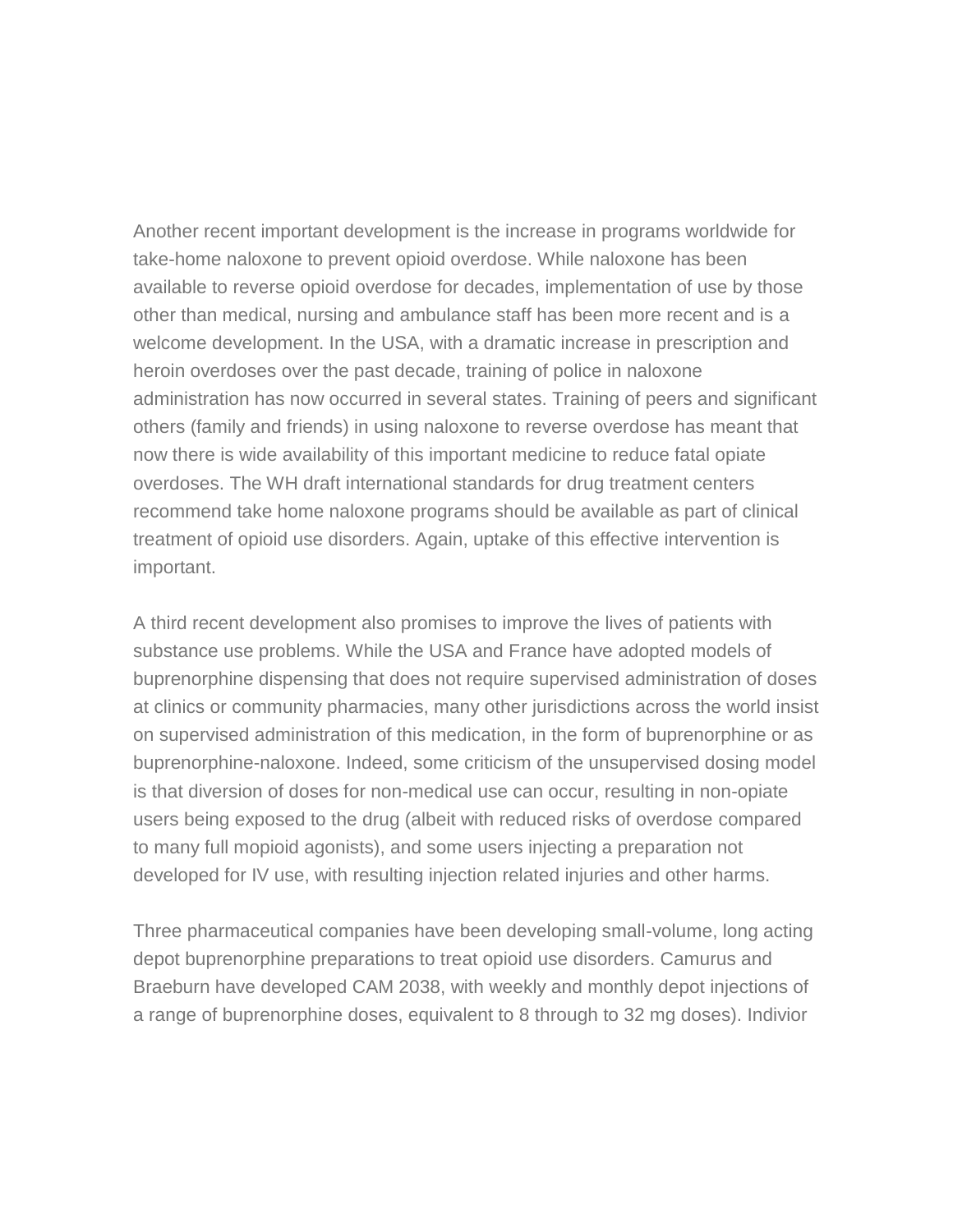Another recent important development is the increase in programs worldwide for take-home naloxone to prevent opioid overdose. While naloxone has been available to reverse opioid overdose for decades, implementation of use by those other than medical, nursing and ambulance staff has been more recent and is a welcome development. In the USA, with a dramatic increase in prescription and heroin overdoses over the past decade, training of police in naloxone administration has now occurred in several states. Training of peers and significant others (family and friends) in using naloxone to reverse overdose has meant that now there is wide availability of this important medicine to reduce fatal opiate overdoses. The WH draft international standards for drug treatment centers recommend take home naloxone programs should be available as part of clinical treatment of opioid use disorders. Again, uptake of this effective intervention is important.

A third recent development also promises to improve the lives of patients with substance use problems. While the USA and France have adopted models of buprenorphine dispensing that does not require supervised administration of doses at clinics or community pharmacies, many other jurisdictions across the world insist on supervised administration of this medication, in the form of buprenorphine or as buprenorphine-naloxone. Indeed, some criticism of the unsupervised dosing model is that diversion of doses for non-medical use can occur, resulting in non-opiate users being exposed to the drug (albeit with reduced risks of overdose compared to many full mopioid agonists), and some users injecting a preparation not developed for IV use, with resulting injection related injuries and other harms.

Three pharmaceutical companies have been developing small-volume, long acting depot buprenorphine preparations to treat opioid use disorders. Camurus and Braeburn have developed CAM 2038, with weekly and monthly depot injections of a range of buprenorphine doses, equivalent to 8 through to 32 mg doses). Indivior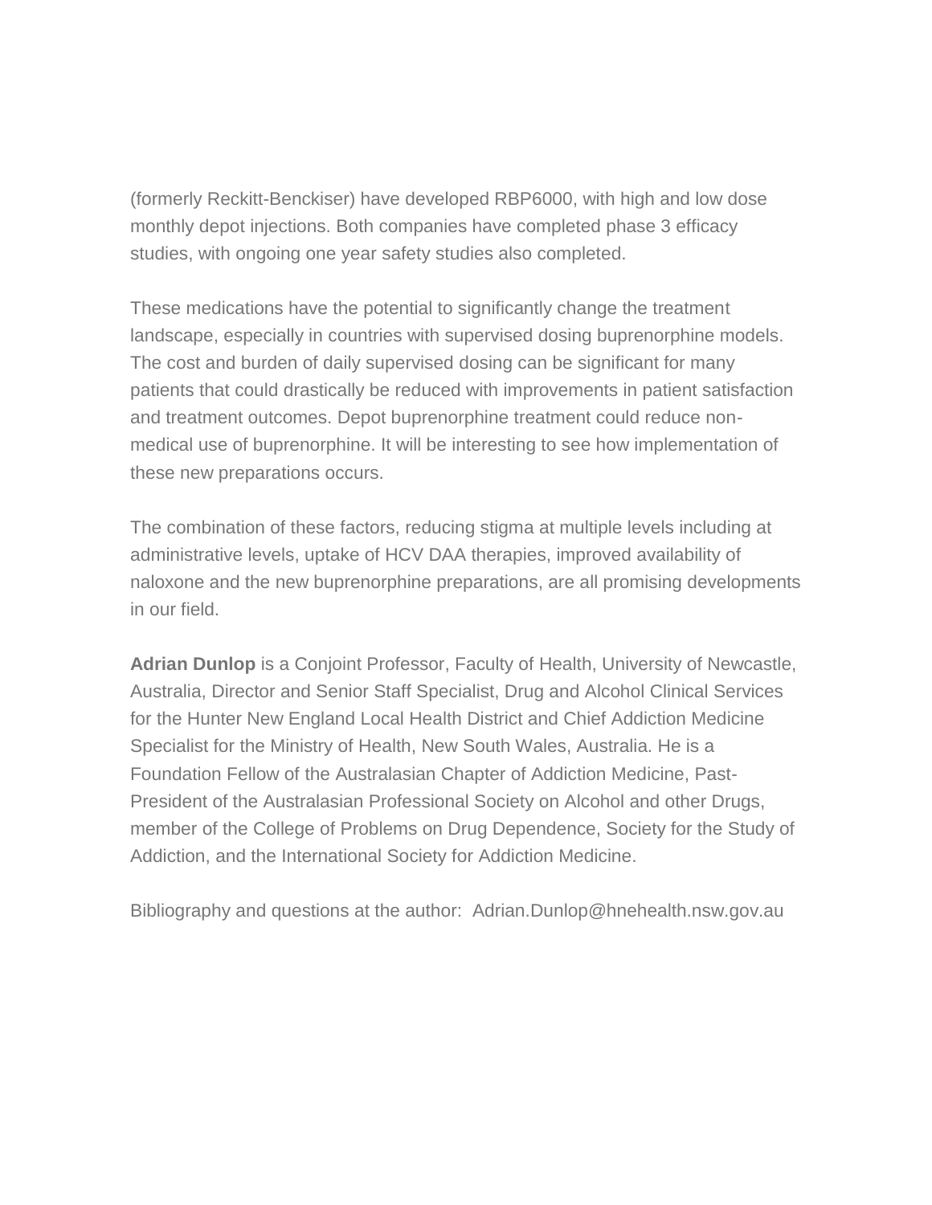(formerly Reckitt-Benckiser) have developed RBP6000, with high and low dose monthly depot injections. Both companies have completed phase 3 efficacy studies, with ongoing one year safety studies also completed.

These medications have the potential to significantly change the treatment landscape, especially in countries with supervised dosing buprenorphine models. The cost and burden of daily supervised dosing can be significant for many patients that could drastically be reduced with improvements in patient satisfaction and treatment outcomes. Depot buprenorphine treatment could reduce non-medical use of buprenorphine. It will be interesting to see how implementation of these new preparations occurs.

The combination of these factors, reducing stigma at multiple levels including at administrative levels, uptake of HCV DAA therapies, improved availability of naloxone and the new buprenorphine preparations, are all promising developments in our field.

**Adrian Dunlop** is a Conjoint Professor, Faculty of Health, University of Newcastle, Australia, Director and Senior Staff Specialist, Drug and Alcohol Clinical Services for the Hunter New England Local Health District and Chief Addiction Medicine Specialist for the Ministry of Health, New South Wales, Australia. He is a Foundation Fellow of the Australasian Chapter of Addiction Medicine, Past-President of the Australasian Professional Society on Alcohol and other Drugs, member of the College of Problems on Drug Dependence, Society for the Study of Addiction, and the International Society for Addiction Medicine.

Bibliography and questions at the author: Adrian.Dunlop@hnehealth.nsw.gov.au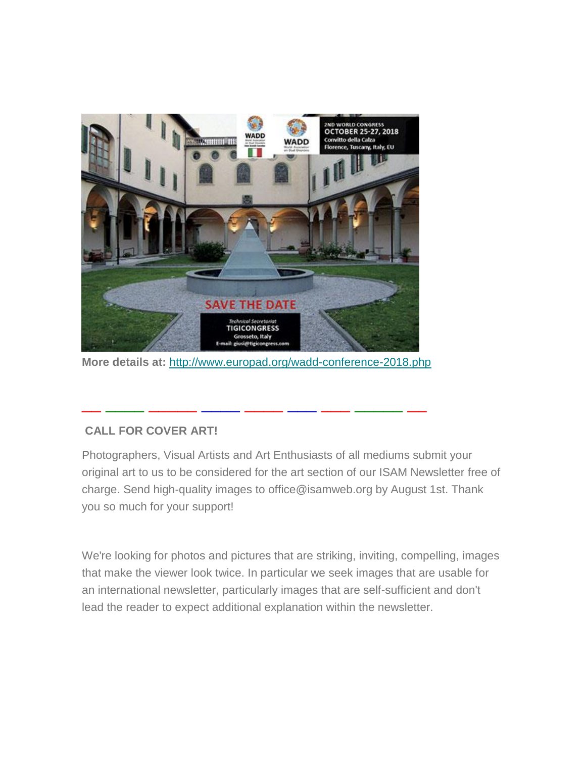**More details at:** http://www.europad.org/wadd-conference-2018.php

---

**CALL FOR COVER ART!**

Photographers, Visual Artists and Art Enthusiasts of all mediums submit your original art to us to be considered for the art section of our ISAM Newsletter free of charge. Send high-quality images to office@isamweb.org by August 1st. Thank you so much for your support!

We're looking for photos and pictures that are striking, inviting, compelling, images that make the viewer look twice. In particular we seek images that are usable for an international newsletter, particularly images that are self-sufficient and don't lead the reader to expect additional explanation within the newsletter.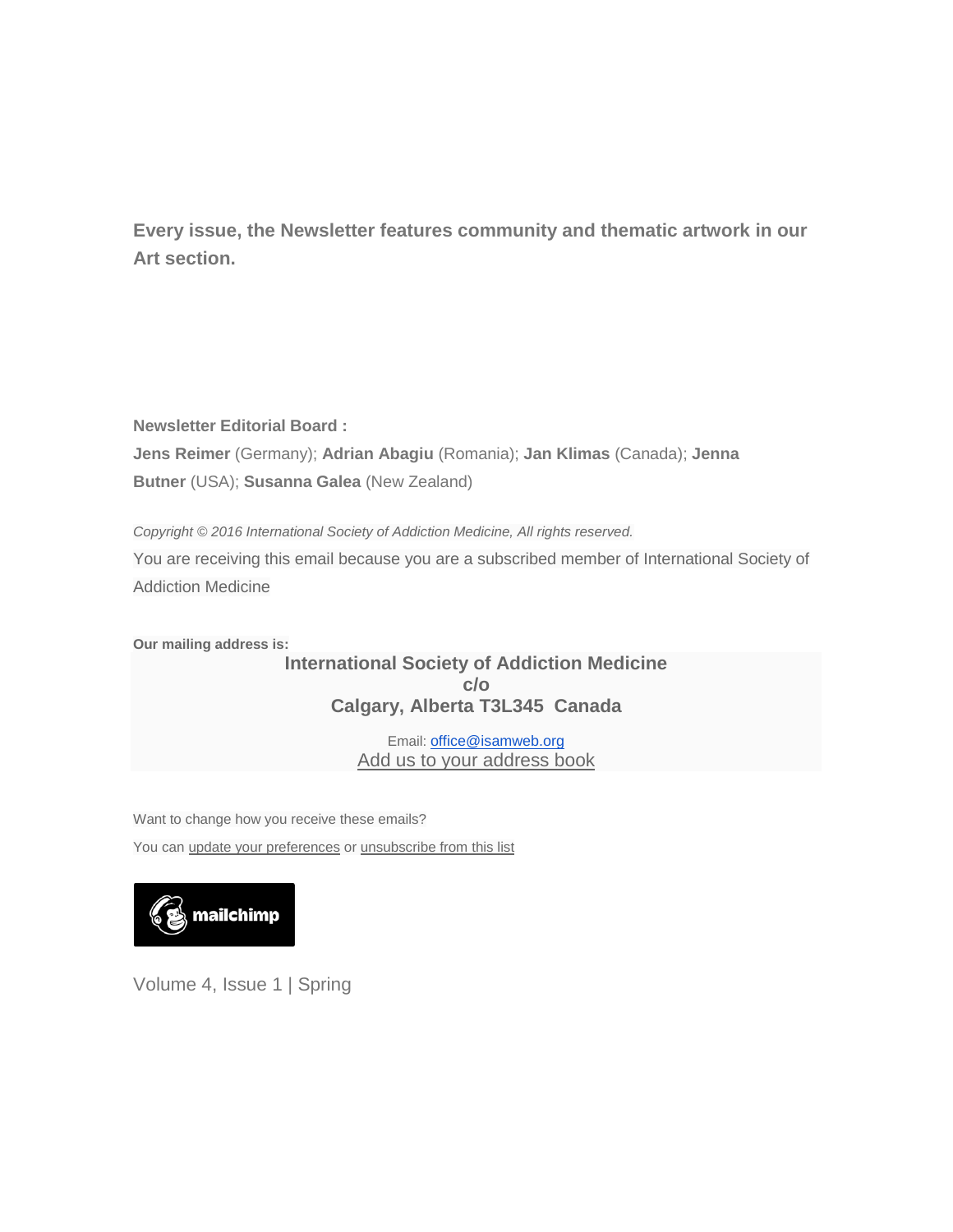**Every issue, the Newsletter features community and thematic artwork in our Art section.**

**Newsletter Editorial Board :**

**Jens Reimer** (Germany); **Adrian Abagiu** (Romania); **Jan Klimas** (Canada); **Jenna Butner** (USA); **Susanna Galea** (New Zealand)

*Copyright © 2016 International Society of Addiction Medicine, All rights reserved.*

You are receiving this email because you are a subscribed member of International Society of Addiction Medicine

**Our mailing address is:**

**International Society of Addiction Medicine**
**c/o**
**Calgary, Alberta T3L345 Canada**

Email: office@isamweb.org
Add us to your address book

Want to change how you receive these emails?

You can update your preferences or unsubscribe from this list

mailchimp

Volume 4, Issue 1 | Spring